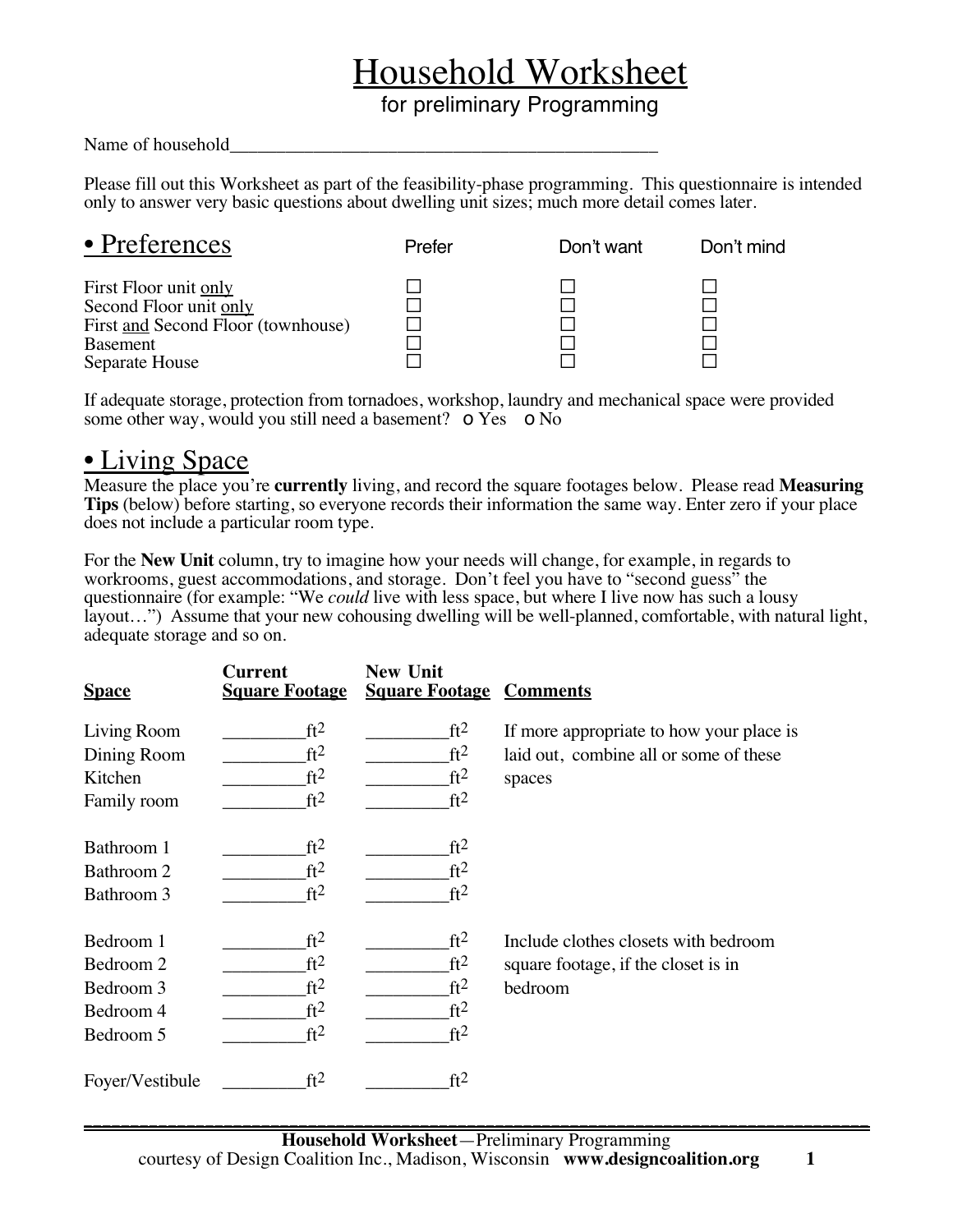# Household Worksheet

for preliminary Programming

Name of household_______________________________________________

Please fill out this Worksheet as part of the feasibility-phase programming. This questionnaire is intended only to answer very basic questions about dwelling unit sizes; much more detail comes later.

## • Preferences

| | Prefer | Don't want | Don't mind |
|---|---|---|---|
| First Floor unit only | ☐ | ☐ | ☐ |
| Second Floor unit only | ☐ | ☐ | ☐ |
| First and Second Floor (townhouse) | ☐ | ☐ | ☐ |
| Basement | ☐ | ☐ | ☐ |
| Separate House | ☐ | ☐ | ☐ |

If adequate storage, protection from tornadoes, workshop, laundry and mechanical space were provided some other way, would you still need a basement? o Yes o No

## • Living Space

Measure the place you're **currently** living, and record the square footages below. Please read **Measuring Tips** (below) before starting, so everyone records their information the same way. Enter zero if your place does not include a particular room type.

For the **New Unit** column, try to imagine how your needs will change, for example, in regards to workrooms, guest accommodations, and storage. Don't feel you have to "second guess" the questionnaire (for example: "We *could* live with less space, but where I live now has such a lousy layout…") Assume that your new cohousing dwelling will be well-planned, comfortable, with natural light, adequate storage and so on.

| Space | Current Square Footage | New Unit Square Footage | Comments |
|---|---|---|---|
| Living Room | _________ $ft^2$ | _________ $ft^2$ | If more appropriate to how your place is laid out, combine all or some of these spaces |
| Dining Room | _________ $ft^2$ | _________ $ft^2$ | |
| Kitchen | _________ $ft^2$ | _________ $ft^2$ | |
| Family room | _________ $ft^2$ | _________ $ft^2$ | |
| Bathroom 1 | _________ $ft^2$ | _________ $ft^2$ | |
| Bathroom 2 | _________ $ft^2$ | _________ $ft^2$ | |
| Bathroom 3 | _________ $ft^2$ | _________ $ft^2$ | |
| Bedroom 1 | _________ $ft^2$ | _________ $ft^2$ | Include clothes closets with bedroom square footage, if the closet is in bedroom |
| Bedroom 2 | _________ $ft^2$ | _________ $ft^2$ | |
| Bedroom 3 | _________ $ft^2$ | _________ $ft^2$ | |
| Bedroom 4 | _________ $ft^2$ | _________ $ft^2$ | |
| Bedroom 5 | _________ $ft^2$ | _________ $ft^2$ | |
| Foyer/Vestibule | _________ $ft^2$ | _________ $ft^2$ | |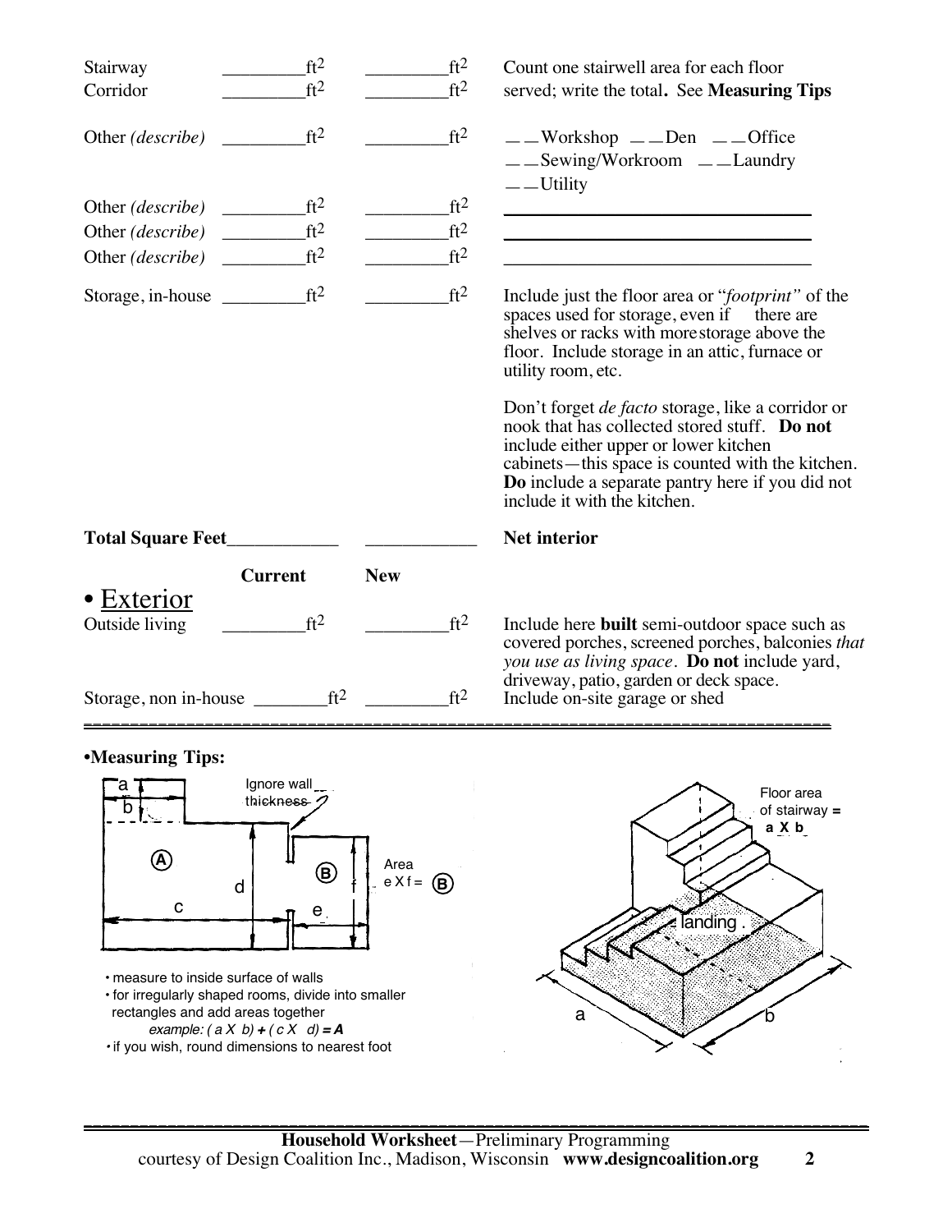| | Current | New | |
|---|---|---|---|
| Stairway | _________ft² | _________ft² | Count one stairwell area for each floor served; write the total. See **Measuring Tips** |
| Corridor | _________ft² | _________ft² | |
| Other *(describe)* | _________ft² | _________ft² | __ __Workshop __ __Den __ __Office __ __Sewing/Workroom __ __Laundry __ __Utility |
| Other *(describe)* | _________ft² | _________ft² | ________________________________ |
| Other *(describe)* | _________ft² | _________ft² | ________________________________ |
| Other *(describe)* | _________ft² | _________ft² | ________________________________ |
| Storage, in-house | _________ft² | _________ft² | Include just the floor area or "*footprint*" of the spaces used for storage, even if there are shelves or racks with more storage above the floor. Include storage in an attic, furnace or utility room, etc. Don't forget *de facto* storage, like a corridor or nook that has collected stored stuff. **Do not** include either upper or lower kitchen cabinets—this space is counted with the kitchen. **Do** include a separate pantry here if you did not include it with the kitchen. |
| **Total Square Feet** | ____________ | ____________ | **Net interior** |

| | **Current** | **New** | |
|---|---|---|---|
| **• Exterior** | | | |
| Outside living | _________ft² | _________ft² | Include here **built** semi-outdoor space such as covered porches, screened porches, balconies *that you use as living space*. **Do not** include yard, driveway, patio, garden or deck space. |
| Storage, non in-house | ________ft² | _________ft² | Include on-site garage or shed |

**•Measuring Tips:**

Ignore wall thickness

Area e X f = (B)

- measure to inside surface of walls
- for irregularly shaped rooms, divide into smaller rectangles and add areas together
  *example: ( a X b) + ( c X d) = **A***
- if you wish, round dimensions to nearest foot

Floor area of stairway = a X b

landing

**Household Worksheet**—Preliminary Programming
courtesy of Design Coalition Inc., Madison, Wisconsin **www.designcoalition.org**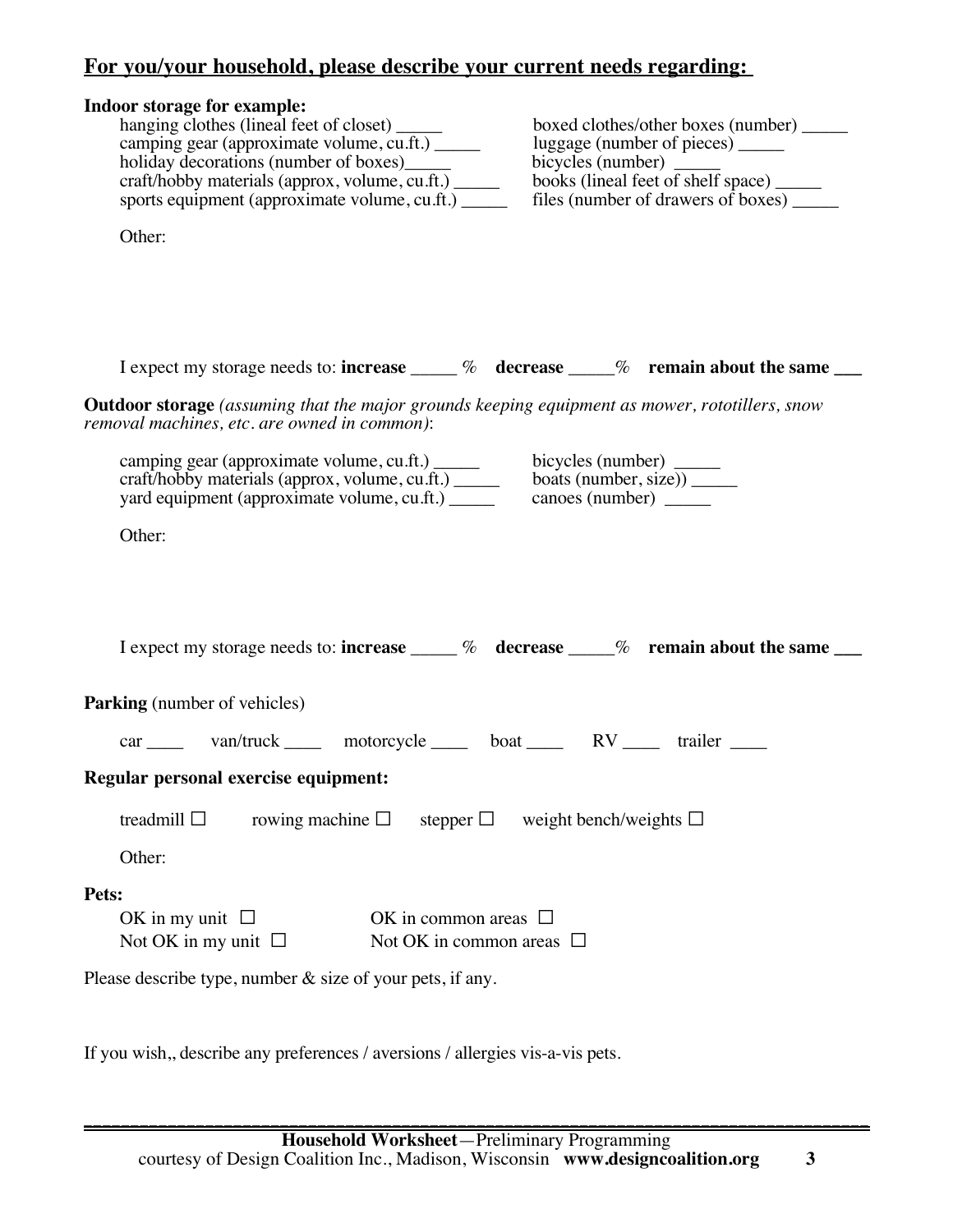## For you/your household, please describe your current needs regarding:

**Indoor storage for example:**

hanging clothes (lineal feet of closet) _____
camping gear (approximate volume, cu.ft.) _____
holiday decorations (number of boxes)_____
craft/hobby materials (approx, volume, cu.ft.) _____
sports equipment (approximate volume, cu.ft.) _____
boxed clothes/other boxes (number) _____
luggage (number of pieces) _____
bicycles (number) _____
books (lineal feet of shelf space) _____
files (number of drawers of boxes) _____

Other:

I expect my storage needs to: **increase** _____ % **decrease** _____% **remain about the same** ___

**Outdoor storage** *(assuming that the major grounds keeping equipment as mower, rototillers, snow removal machines, etc. are owned in common)*:

camping gear (approximate volume, cu.ft.) _____
craft/hobby materials (approx, volume, cu.ft.) _____
yard equipment (approximate volume, cu.ft.) _____
bicycles (number) _____
boats (number, size)) _____
canoes (number) _____

Other:

I expect my storage needs to: **increase** _____ % **decrease** _____% **remain about the same** ___

**Parking** (number of vehicles)

car ____ van/truck ____ motorcycle ____ boat ____ RV ____ trailer ____

**Regular personal exercise equipment:**

treadmill ☐ rowing machine ☐ stepper ☐ weight bench/weights ☐

Other:

**Pets:**

OK in my unit ☐ OK in common areas ☐
Not OK in my unit ☐ Not OK in common areas ☐

Please describe type, number & size of your pets, if any.

If you wish,, describe any preferences / aversions / allergies vis-a-vis pets.

**Household Worksheet**—Preliminary Programming
courtesy of Design Coalition Inc., Madison, Wisconsin **www.designcoalition.org**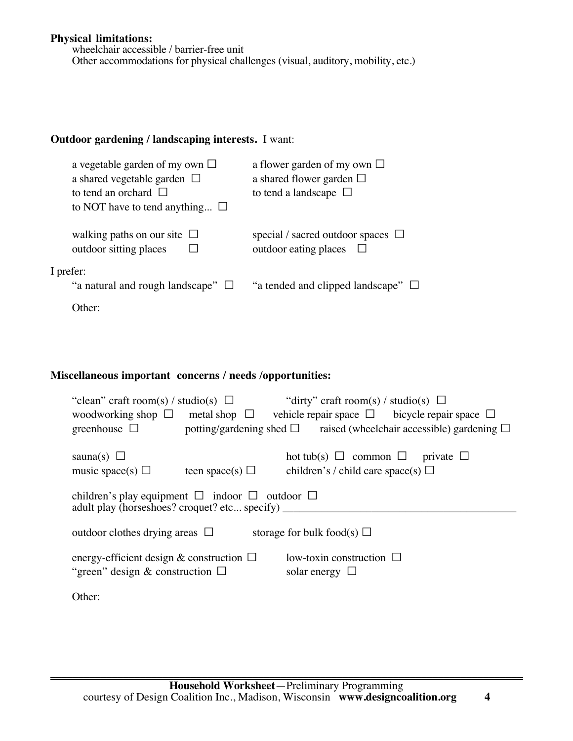**Physical limitations:**

wheelchair accessible / barrier-free unit

Other accommodations for physical challenges (visual, auditory, mobility, etc.)

**Outdoor gardening / landscaping interests.** I want:

a vegetable garden of my own ☐ a flower garden of my own ☐
a shared vegetable garden ☐ a shared flower garden ☐
to tend an orchard ☐ to tend a landscape ☐
to NOT have to tend anything... ☐

walking paths on our site ☐ special / sacred outdoor spaces ☐
outdoor sitting places ☐ outdoor eating places ☐

I prefer:

"a natural and rough landscape" ☐ "a tended and clipped landscape" ☐

Other:

**Miscellaneous important concerns / needs /opportunities:**

"clean" craft room(s) / studio(s) ☐ "dirty" craft room(s) / studio(s) ☐
woodworking shop ☐ metal shop ☐ vehicle repair space ☐ bicycle repair space ☐
greenhouse ☐ potting/gardening shed ☐ raised (wheelchair accessible) gardening ☐

sauna(s) ☐ hot tub(s) ☐ common ☐ private ☐
music space(s) ☐ teen space(s) ☐ children's / child care space(s) ☐

children's play equipment ☐ indoor ☐ outdoor ☐
adult play (horseshoes? croquet? etc... specify) ___________________________________________

outdoor clothes drying areas ☐ storage for bulk food(s) ☐

energy-efficient design & construction ☐ low-toxin construction ☐
"green" design & construction ☐ solar energy ☐

Other: